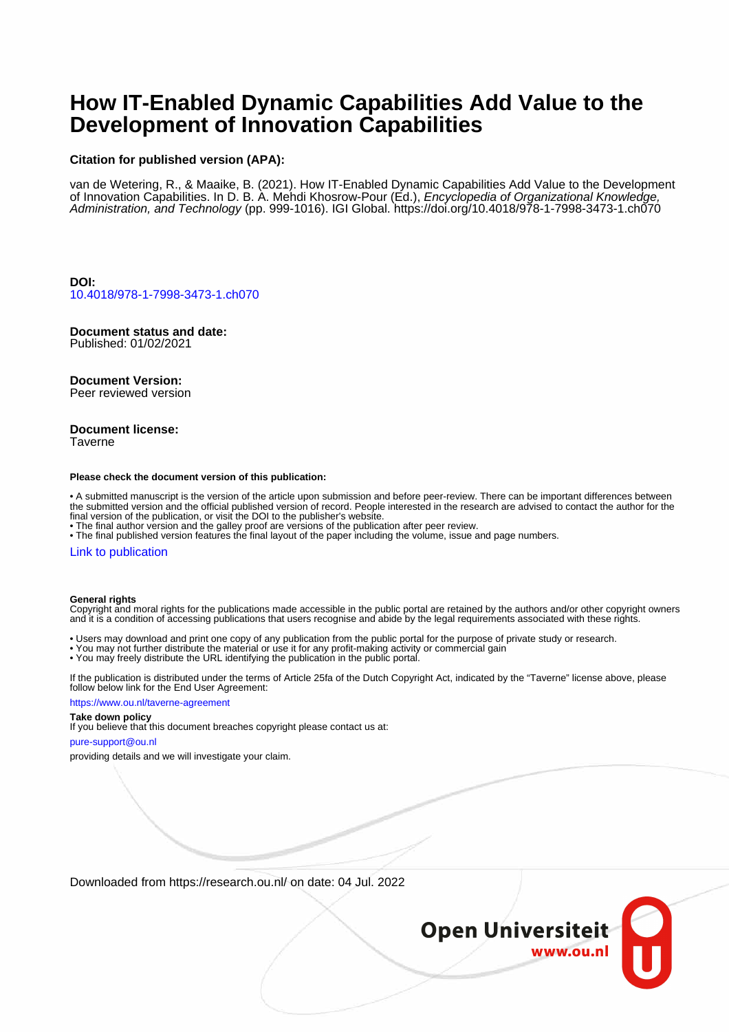# How IT-Enabled Dynamic Capabilities Add Value to the Development of Innovation Capabilities

**Citation for published version (APA):**

van de Wetering, R., & Maaike, B. (2021). How IT-Enabled Dynamic Capabilities Add Value to the Development of Innovation Capabilities. In D. B. A. Mehdi Khosrow-Pour (Ed.), *Encyclopedia of Organizational Knowledge, Administration, and Technology* (pp. 999-1016). IGI Global. https://doi.org/10.4018/978-1-7998-3473-1.ch070

**DOI:**
10.4018/978-1-7998-3473-1.ch070

**Document status and date:**
Published: 01/02/2021

**Document Version:**
Peer reviewed version

**Document license:**
Taverne

**Please check the document version of this publication:**

- A submitted manuscript is the version of the article upon submission and before peer-review. There can be important differences between the submitted version and the official published version of record. People interested in the research are advised to contact the author for the final version of the publication, or visit the DOI to the publisher's website.
- The final author version and the galley proof are versions of the publication after peer review.
- The final published version features the final layout of the paper including the volume, issue and page numbers.

Link to publication

**General rights**
Copyright and moral rights for the publications made accessible in the public portal are retained by the authors and/or other copyright owners and it is a condition of accessing publications that users recognise and abide by the legal requirements associated with these rights.

- Users may download and print one copy of any publication from the public portal for the purpose of private study or research.
- You may not further distribute the material or use it for any profit-making activity or commercial gain
- You may freely distribute the URL identifying the publication in the public portal.

If the publication is distributed under the terms of Article 25fa of the Dutch Copyright Act, indicated by the "Taverne" license above, please follow below link for the End User Agreement:

https://www.ou.nl/taverne-agreement

**Take down policy**
If you believe that this document breaches copyright please contact us at:

pure-support@ou.nl

providing details and we will investigate your claim.

Downloaded from https://research.ou.nl/ on date: 04 Jul. 2022

Open Universiteit
www.ou.nl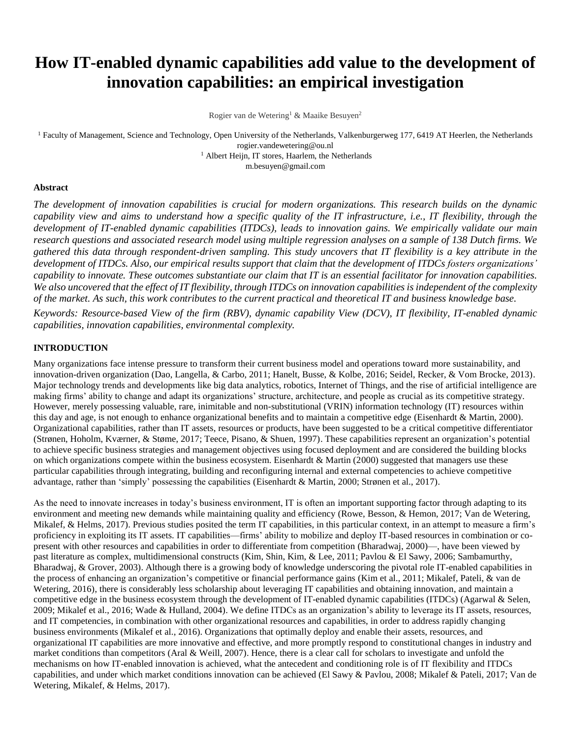# How IT-enabled dynamic capabilities add value to the development of innovation capabilities: an empirical investigation

Rogier van de Wetering[1] & Maaike Besuyen[2]

[1] Faculty of Management, Science and Technology, Open University of the Netherlands, Valkenburgerweg 177, 6419 AT Heerlen, the Netherlands
rogier.vandewetering@ou.nl
[1] Albert Heijn, IT stores, Haarlem, the Netherlands
m.besuyen@gmail.com

#### Abstract

*The development of innovation capabilities is crucial for modern organizations. This research builds on the dynamic capability view and aims to understand how a specific quality of the IT infrastructure, i.e., IT flexibility, through the development of IT-enabled dynamic capabilities (ITDCs), leads to innovation gains. We empirically validate our main research questions and associated research model using multiple regression analyses on a sample of 138 Dutch firms. We gathered this data through respondent-driven sampling. This study uncovers that IT flexibility is a key attribute in the development of ITDCs. Also, our empirical results support that claim that the development of ITDCs fosters organizations' capability to innovate. These outcomes substantiate our claim that IT is an essential facilitator for innovation capabilities. We also uncovered that the effect of IT flexibility, through ITDCs on innovation capabilities is independent of the complexity of the market. As such, this work contributes to the current practical and theoretical IT and business knowledge base.*

*Keywords: Resource-based View of the firm (RBV), dynamic capability View (DCV), IT flexibility, IT-enabled dynamic capabilities, innovation capabilities, environmental complexity.*

#### INTRODUCTION

Many organizations face intense pressure to transform their current business model and operations toward more sustainability, and innovation-driven organization (Dao, Langella, & Carbo, 2011; Hanelt, Busse, & Kolbe, 2016; Seidel, Recker, & Vom Brocke, 2013). Major technology trends and developments like big data analytics, robotics, Internet of Things, and the rise of artificial intelligence are making firms' ability to change and adapt its organizations' structure, architecture, and people as crucial as its competitive strategy. However, merely possessing valuable, rare, inimitable and non-substitutional (VRIN) information technology (IT) resources within this day and age, is not enough to enhance organizational benefits and to maintain a competitive edge (Eisenhardt & Martin, 2000). Organizational capabilities, rather than IT assets, resources or products, have been suggested to be a critical competitive differentiator (Strønen, Hoholm, Kværner, & Støme, 2017; Teece, Pisano, & Shuen, 1997). These capabilities represent an organization's potential to achieve specific business strategies and management objectives using focused deployment and are considered the building blocks on which organizations compete within the business ecosystem. Eisenhardt & Martin (2000) suggested that managers use these particular capabilities through integrating, building and reconfiguring internal and external competencies to achieve competitive advantage, rather than 'simply' possessing the capabilities (Eisenhardt & Martin, 2000; Strønen et al., 2017).

As the need to innovate increases in today's business environment, IT is often an important supporting factor through adapting to its environment and meeting new demands while maintaining quality and efficiency (Rowe, Besson, & Hemon, 2017; Van de Wetering, Mikalef, & Helms, 2017). Previous studies posited the term IT capabilities, in this particular context, in an attempt to measure a firm's proficiency in exploiting its IT assets. IT capabilities—firms' ability to mobilize and deploy IT-based resources in combination or co-present with other resources and capabilities in order to differentiate from competition (Bharadwaj, 2000)—, have been viewed by past literature as complex, multidimensional constructs (Kim, Shin, Kim, & Lee, 2011; Pavlou & El Sawy, 2006; Sambamurthy, Bharadwaj, & Grover, 2003). Although there is a growing body of knowledge underscoring the pivotal role IT-enabled capabilities in the process of enhancing an organization's competitive or financial performance gains (Kim et al., 2011; Mikalef, Pateli, & van de Wetering, 2016), there is considerably less scholarship about leveraging IT capabilities and obtaining innovation, and maintain a competitive edge in the business ecosystem through the development of IT-enabled dynamic capabilities (ITDCs) (Agarwal & Selen, 2009; Mikalef et al., 2016; Wade & Hulland, 2004). We define ITDCs as an organization's ability to leverage its IT assets, resources, and IT competencies, in combination with other organizational resources and capabilities, in order to address rapidly changing business environments (Mikalef et al., 2016). Organizations that optimally deploy and enable their assets, resources, and organizational IT capabilities are more innovative and effective, and more promptly respond to constitutional changes in industry and market conditions than competitors (Aral & Weill, 2007). Hence, there is a clear call for scholars to investigate and unfold the mechanisms on how IT-enabled innovation is achieved, what the antecedent and conditioning role is of IT flexibility and ITDCs capabilities, and under which market conditions innovation can be achieved (El Sawy & Pavlou, 2008; Mikalef & Pateli, 2017; Van de Wetering, Mikalef, & Helms, 2017).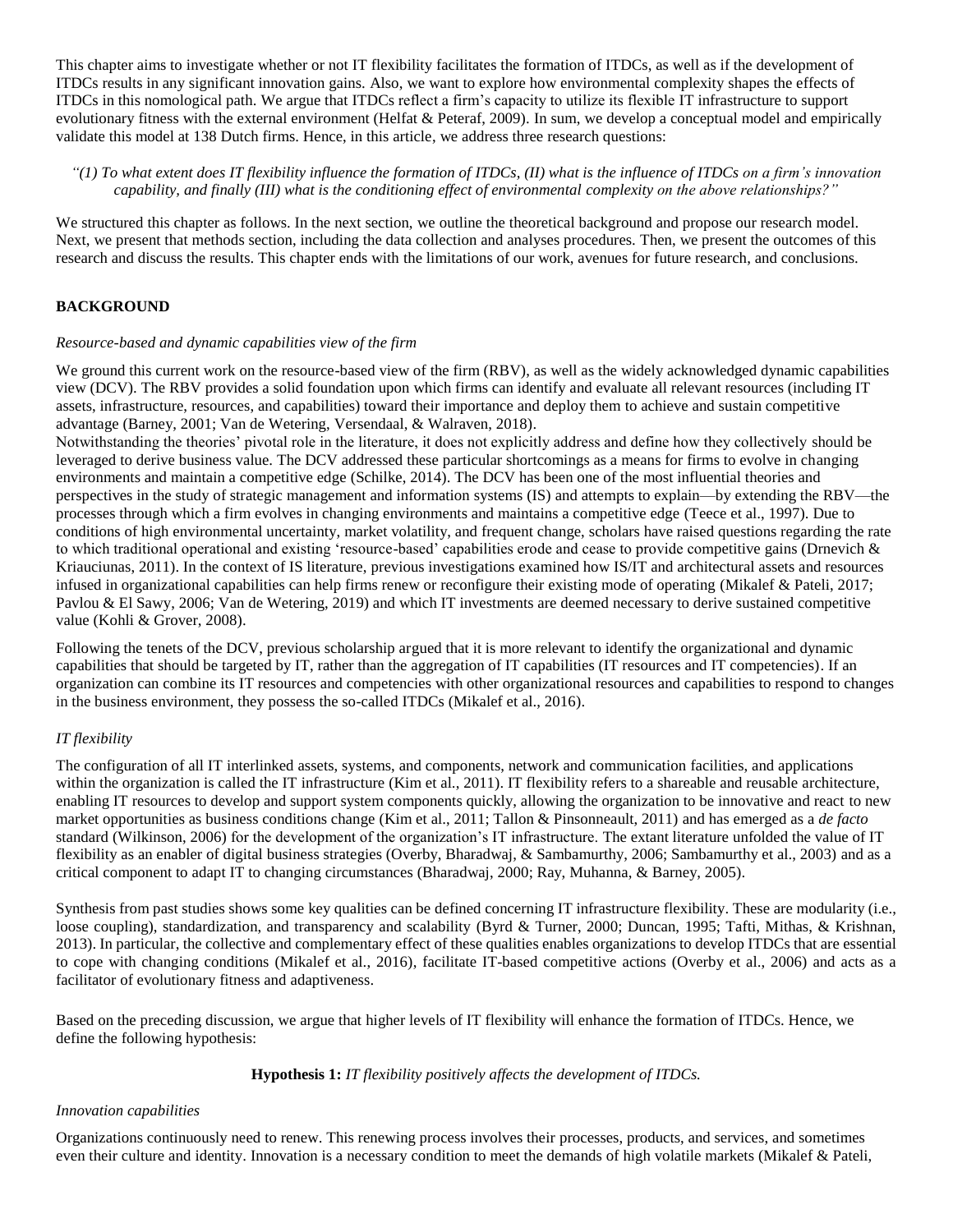This chapter aims to investigate whether or not IT flexibility facilitates the formation of ITDCs, as well as if the development of ITDCs results in any significant innovation gains. Also, we want to explore how environmental complexity shapes the effects of ITDCs in this nomological path. We argue that ITDCs reflect a firm's capacity to utilize its flexible IT infrastructure to support evolutionary fitness with the external environment (Helfat & Peteraf, 2009). In sum, we develop a conceptual model and empirically validate this model at 138 Dutch firms. Hence, in this article, we address three research questions:

*"(1) To what extent does IT flexibility influence the formation of ITDCs, (II) what is the influence of ITDCs on a firm's innovation capability, and finally (III) what is the conditioning effect of environmental complexity on the above relationships?"*

We structured this chapter as follows. In the next section, we outline the theoretical background and propose our research model. Next, we present that methods section, including the data collection and analyses procedures. Then, we present the outcomes of this research and discuss the results. This chapter ends with the limitations of our work, avenues for future research, and conclusions.

## BACKGROUND

### *Resource-based and dynamic capabilities view of the firm*

We ground this current work on the resource-based view of the firm (RBV), as well as the widely acknowledged dynamic capabilities view (DCV). The RBV provides a solid foundation upon which firms can identify and evaluate all relevant resources (including IT assets, infrastructure, resources, and capabilities) toward their importance and deploy them to achieve and sustain competitive advantage (Barney, 2001; Van de Wetering, Versendaal, & Walraven, 2018).
Notwithstanding the theories' pivotal role in the literature, it does not explicitly address and define how they collectively should be leveraged to derive business value. The DCV addressed these particular shortcomings as a means for firms to evolve in changing environments and maintain a competitive edge (Schilke, 2014). The DCV has been one of the most influential theories and perspectives in the study of strategic management and information systems (IS) and attempts to explain—by extending the RBV—the processes through which a firm evolves in changing environments and maintains a competitive edge (Teece et al., 1997). Due to conditions of high environmental uncertainty, market volatility, and frequent change, scholars have raised questions regarding the rate to which traditional operational and existing 'resource-based' capabilities erode and cease to provide competitive gains (Drnevich & Kriauciunas, 2011). In the context of IS literature, previous investigations examined how IS/IT and architectural assets and resources infused in organizational capabilities can help firms renew or reconfigure their existing mode of operating (Mikalef & Pateli, 2017; Pavlou & El Sawy, 2006; Van de Wetering, 2019) and which IT investments are deemed necessary to derive sustained competitive value (Kohli & Grover, 2008).

Following the tenets of the DCV, previous scholarship argued that it is more relevant to identify the organizational and dynamic capabilities that should be targeted by IT, rather than the aggregation of IT capabilities (IT resources and IT competencies). If an organization can combine its IT resources and competencies with other organizational resources and capabilities to respond to changes in the business environment, they possess the so-called ITDCs (Mikalef et al., 2016).

### *IT flexibility*

The configuration of all IT interlinked assets, systems, and components, network and communication facilities, and applications within the organization is called the IT infrastructure (Kim et al., 2011). IT flexibility refers to a shareable and reusable architecture, enabling IT resources to develop and support system components quickly, allowing the organization to be innovative and react to new market opportunities as business conditions change (Kim et al., 2011; Tallon & Pinsonneault, 2011) and has emerged as a *de facto* standard (Wilkinson, 2006) for the development of the organization's IT infrastructure. The extant literature unfolded the value of IT flexibility as an enabler of digital business strategies (Overby, Bharadwaj, & Sambamurthy, 2006; Sambamurthy et al., 2003) and as a critical component to adapt IT to changing circumstances (Bharadwaj, 2000; Ray, Muhanna, & Barney, 2005).

Synthesis from past studies shows some key qualities can be defined concerning IT infrastructure flexibility. These are modularity (i.e., loose coupling), standardization, and transparency and scalability (Byrd & Turner, 2000; Duncan, 1995; Tafti, Mithas, & Krishnan, 2013). In particular, the collective and complementary effect of these qualities enables organizations to develop ITDCs that are essential to cope with changing conditions (Mikalef et al., 2016), facilitate IT-based competitive actions (Overby et al., 2006) and acts as a facilitator of evolutionary fitness and adaptiveness.

Based on the preceding discussion, we argue that higher levels of IT flexibility will enhance the formation of ITDCs. Hence, we define the following hypothesis:

**Hypothesis 1:** *IT flexibility positively affects the development of ITDCs.*

### *Innovation capabilities*

Organizations continuously need to renew. This renewing process involves their processes, products, and services, and sometimes even their culture and identity. Innovation is a necessary condition to meet the demands of high volatile markets (Mikalef & Pateli,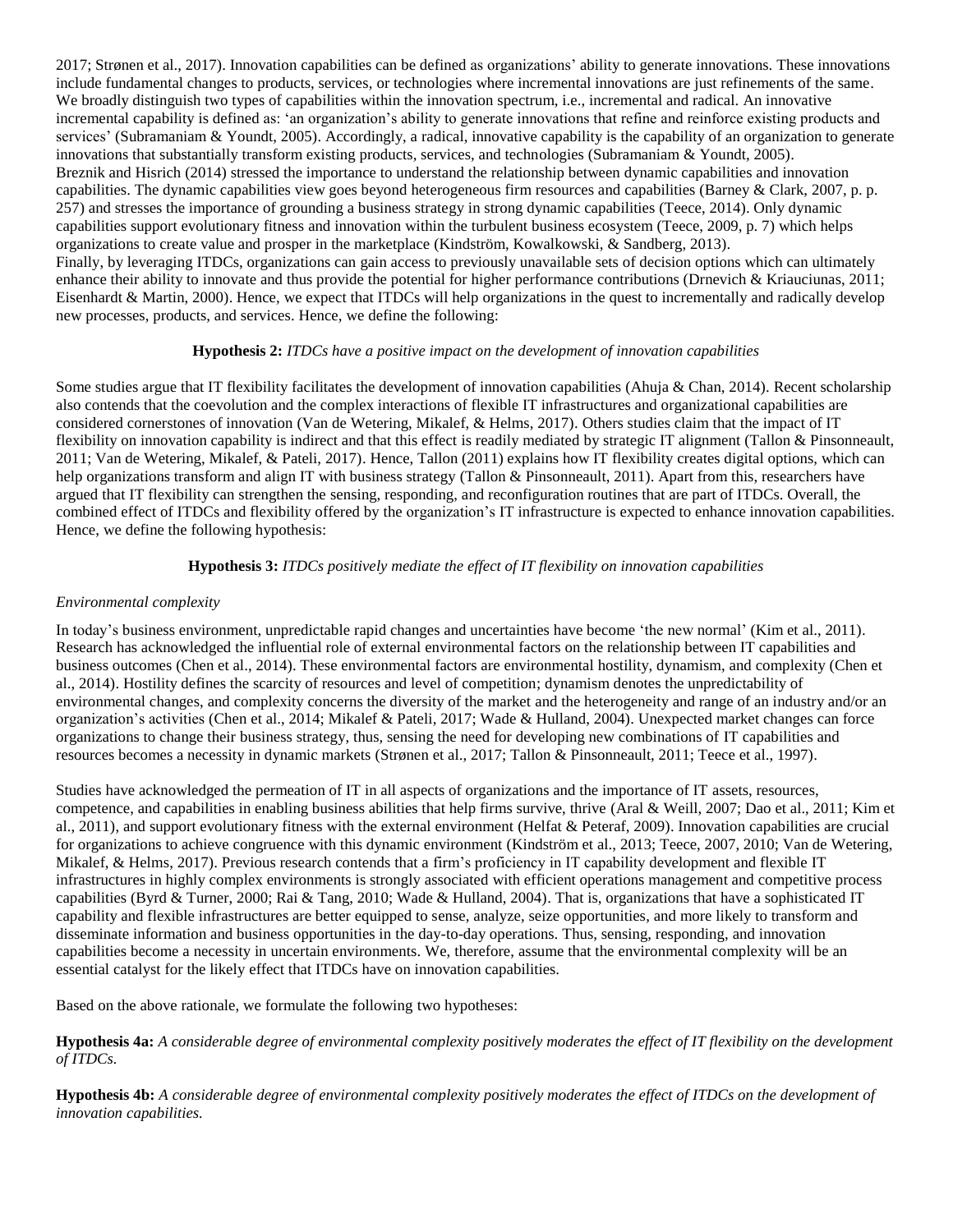2017; Strønen et al., 2017). Innovation capabilities can be defined as organizations' ability to generate innovations. These innovations include fundamental changes to products, services, or technologies where incremental innovations are just refinements of the same. We broadly distinguish two types of capabilities within the innovation spectrum, i.e., incremental and radical. An innovative incremental capability is defined as: 'an organization's ability to generate innovations that refine and reinforce existing products and services' (Subramaniam & Youndt, 2005). Accordingly, a radical, innovative capability is the capability of an organization to generate innovations that substantially transform existing products, services, and technologies (Subramaniam & Youndt, 2005).
Breznik and Hisrich (2014) stressed the importance to understand the relationship between dynamic capabilities and innovation capabilities. The dynamic capabilities view goes beyond heterogeneous firm resources and capabilities (Barney & Clark, 2007, p. p. 257) and stresses the importance of grounding a business strategy in strong dynamic capabilities (Teece, 2014). Only dynamic capabilities support evolutionary fitness and innovation within the turbulent business ecosystem (Teece, 2009, p. 7) which helps organizations to create value and prosper in the marketplace (Kindström, Kowalkowski, & Sandberg, 2013).
Finally, by leveraging ITDCs, organizations can gain access to previously unavailable sets of decision options which can ultimately enhance their ability to innovate and thus provide the potential for higher performance contributions (Drnevich & Kriauciunas, 2011; Eisenhardt & Martin, 2000). Hence, we expect that ITDCs will help organizations in the quest to incrementally and radically develop new processes, products, and services. Hence, we define the following:

**Hypothesis 2:** *ITDCs have a positive impact on the development of innovation capabilities*

Some studies argue that IT flexibility facilitates the development of innovation capabilities (Ahuja & Chan, 2014). Recent scholarship also contends that the coevolution and the complex interactions of flexible IT infrastructures and organizational capabilities are considered cornerstones of innovation (Van de Wetering, Mikalef, & Helms, 2017). Others studies claim that the impact of IT flexibility on innovation capability is indirect and that this effect is readily mediated by strategic IT alignment (Tallon & Pinsonneault, 2011; Van de Wetering, Mikalef, & Pateli, 2017). Hence, Tallon (2011) explains how IT flexibility creates digital options, which can help organizations transform and align IT with business strategy (Tallon & Pinsonneault, 2011). Apart from this, researchers have argued that IT flexibility can strengthen the sensing, responding, and reconfiguration routines that are part of ITDCs. Overall, the combined effect of ITDCs and flexibility offered by the organization's IT infrastructure is expected to enhance innovation capabilities. Hence, we define the following hypothesis:

**Hypothesis 3:** *ITDCs positively mediate the effect of IT flexibility on innovation capabilities*

*Environmental complexity*

In today's business environment, unpredictable rapid changes and uncertainties have become 'the new normal' (Kim et al., 2011). Research has acknowledged the influential role of external environmental factors on the relationship between IT capabilities and business outcomes (Chen et al., 2014). These environmental factors are environmental hostility, dynamism, and complexity (Chen et al., 2014). Hostility defines the scarcity of resources and level of competition; dynamism denotes the unpredictability of environmental changes, and complexity concerns the diversity of the market and the heterogeneity and range of an industry and/or an organization's activities (Chen et al., 2014; Mikalef & Pateli, 2017; Wade & Hulland, 2004). Unexpected market changes can force organizations to change their business strategy, thus, sensing the need for developing new combinations of IT capabilities and resources becomes a necessity in dynamic markets (Strønen et al., 2017; Tallon & Pinsonneault, 2011; Teece et al., 1997).

Studies have acknowledged the permeation of IT in all aspects of organizations and the importance of IT assets, resources, competence, and capabilities in enabling business abilities that help firms survive, thrive (Aral & Weill, 2007; Dao et al., 2011; Kim et al., 2011), and support evolutionary fitness with the external environment (Helfat & Peteraf, 2009). Innovation capabilities are crucial for organizations to achieve congruence with this dynamic environment (Kindström et al., 2013; Teece, 2007, 2010; Van de Wetering, Mikalef, & Helms, 2017). Previous research contends that a firm's proficiency in IT capability development and flexible IT infrastructures in highly complex environments is strongly associated with efficient operations management and competitive process capabilities (Byrd & Turner, 2000; Rai & Tang, 2010; Wade & Hulland, 2004). That is, organizations that have a sophisticated IT capability and flexible infrastructures are better equipped to sense, analyze, seize opportunities, and more likely to transform and disseminate information and business opportunities in the day-to-day operations. Thus, sensing, responding, and innovation capabilities become a necessity in uncertain environments. We, therefore, assume that the environmental complexity will be an essential catalyst for the likely effect that ITDCs have on innovation capabilities.

Based on the above rationale, we formulate the following two hypotheses:

**Hypothesis 4a:** *A considerable degree of environmental complexity positively moderates the effect of IT flexibility on the development of ITDCs.*

**Hypothesis 4b:** *A considerable degree of environmental complexity positively moderates the effect of ITDCs on the development of innovation capabilities.*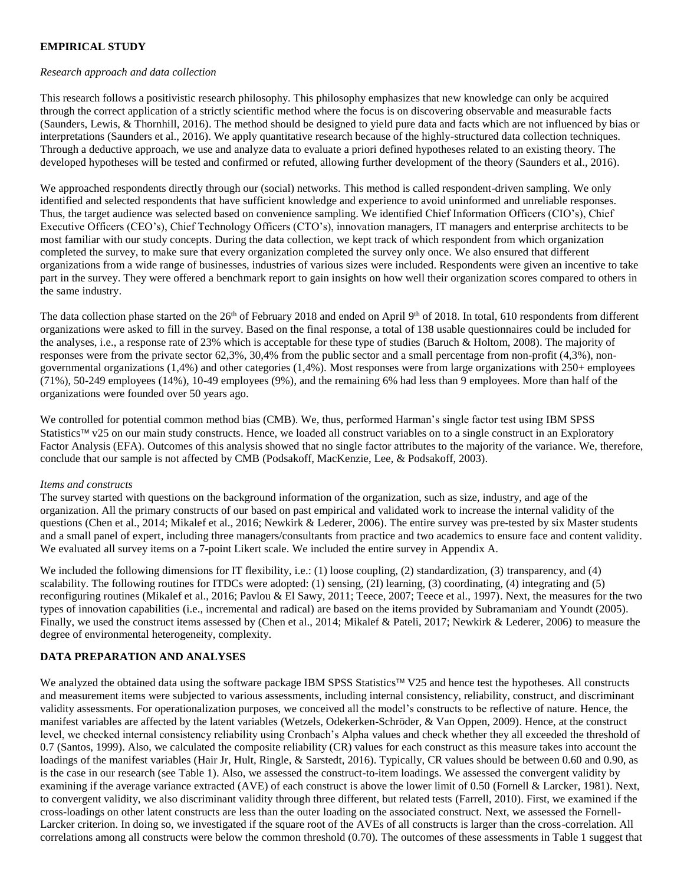## EMPIRICAL STUDY

### *Research approach and data collection*

This research follows a positivistic research philosophy. This philosophy emphasizes that new knowledge can only be acquired through the correct application of a strictly scientific method where the focus is on discovering observable and measurable facts (Saunders, Lewis, & Thornhill, 2016). The method should be designed to yield pure data and facts which are not influenced by bias or interpretations (Saunders et al., 2016). We apply quantitative research because of the highly-structured data collection techniques. Through a deductive approach, we use and analyze data to evaluate a priori defined hypotheses related to an existing theory. The developed hypotheses will be tested and confirmed or refuted, allowing further development of the theory (Saunders et al., 2016).

We approached respondents directly through our (social) networks. This method is called respondent-driven sampling. We only identified and selected respondents that have sufficient knowledge and experience to avoid uninformed and unreliable responses. Thus, the target audience was selected based on convenience sampling. We identified Chief Information Officers (CIO's), Chief Executive Officers (CEO's), Chief Technology Officers (CTO's), innovation managers, IT managers and enterprise architects to be most familiar with our study concepts. During the data collection, we kept track of which respondent from which organization completed the survey, to make sure that every organization completed the survey only once. We also ensured that different organizations from a wide range of businesses, industries of various sizes were included. Respondents were given an incentive to take part in the survey. They were offered a benchmark report to gain insights on how well their organization scores compared to others in the same industry.

The data collection phase started on the 26th of February 2018 and ended on April 9th of 2018. In total, 610 respondents from different organizations were asked to fill in the survey. Based on the final response, a total of 138 usable questionnaires could be included for the analyses, i.e., a response rate of 23% which is acceptable for these type of studies (Baruch & Holtom, 2008). The majority of responses were from the private sector 62,3%, 30,4% from the public sector and a small percentage from non-profit (4,3%), non-governmental organizations (1,4%) and other categories (1,4%). Most responses were from large organizations with 250+ employees (71%), 50-249 employees (14%), 10-49 employees (9%), and the remaining 6% had less than 9 employees. More than half of the organizations were founded over 50 years ago.

We controlled for potential common method bias (CMB). We, thus, performed Harman's single factor test using IBM SPSS Statistics™ v25 on our main study constructs. Hence, we loaded all construct variables on to a single construct in an Exploratory Factor Analysis (EFA). Outcomes of this analysis showed that no single factor attributes to the majority of the variance. We, therefore, conclude that our sample is not affected by CMB (Podsakoff, MacKenzie, Lee, & Podsakoff, 2003).

### *Items and constructs*

The survey started with questions on the background information of the organization, such as size, industry, and age of the organization. All the primary constructs of our based on past empirical and validated work to increase the internal validity of the questions (Chen et al., 2014; Mikalef et al., 2016; Newkirk & Lederer, 2006). The entire survey was pre-tested by six Master students and a small panel of expert, including three managers/consultants from practice and two academics to ensure face and content validity. We evaluated all survey items on a 7-point Likert scale. We included the entire survey in Appendix A.

We included the following dimensions for IT flexibility, i.e.: (1) loose coupling, (2) standardization, (3) transparency, and (4) scalability. The following routines for ITDCs were adopted: (1) sensing, (2I) learning, (3) coordinating, (4) integrating and (5) reconfiguring routines (Mikalef et al., 2016; Pavlou & El Sawy, 2011; Teece, 2007; Teece et al., 1997). Next, the measures for the two types of innovation capabilities (i.e., incremental and radical) are based on the items provided by Subramaniam and Youndt (2005). Finally, we used the construct items assessed by (Chen et al., 2014; Mikalef & Pateli, 2017; Newkirk & Lederer, 2006) to measure the degree of environmental heterogeneity, complexity.

## DATA PREPARATION AND ANALYSES

We analyzed the obtained data using the software package IBM SPSS Statistics™ V25 and hence test the hypotheses. All constructs and measurement items were subjected to various assessments, including internal consistency, reliability, construct, and discriminant validity assessments. For operationalization purposes, we conceived all the model's constructs to be reflective of nature. Hence, the manifest variables are affected by the latent variables (Wetzels, Odekerken-Schröder, & Van Oppen, 2009). Hence, at the construct level, we checked internal consistency reliability using Cronbach's Alpha values and check whether they all exceeded the threshold of 0.7 (Santos, 1999). Also, we calculated the composite reliability (CR) values for each construct as this measure takes into account the loadings of the manifest variables (Hair Jr, Hult, Ringle, & Sarstedt, 2016). Typically, CR values should be between 0.60 and 0.90, as is the case in our research (see Table 1). Also, we assessed the construct-to-item loadings. We assessed the convergent validity by examining if the average variance extracted (AVE) of each construct is above the lower limit of 0.50 (Fornell & Larcker, 1981). Next, to convergent validity, we also discriminant validity through three different, but related tests (Farrell, 2010). First, we examined if the cross-loadings on other latent constructs are less than the outer loading on the associated construct. Next, we assessed the Fornell-Larcker criterion. In doing so, we investigated if the square root of the AVEs of all constructs is larger than the cross-correlation. All correlations among all constructs were below the common threshold (0.70). The outcomes of these assessments in Table 1 suggest that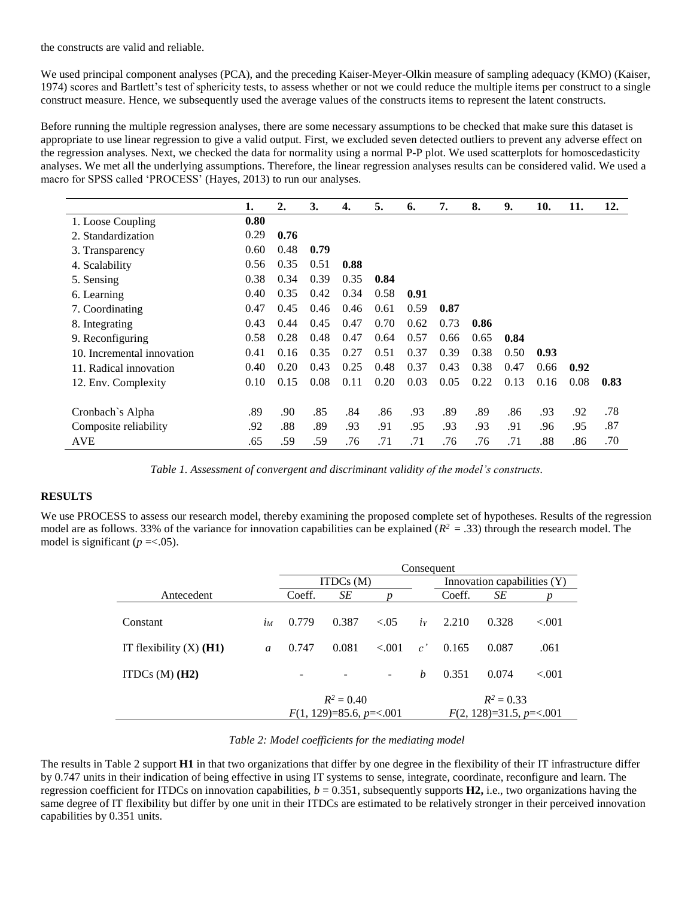the constructs are valid and reliable.

We used principal component analyses (PCA), and the preceding Kaiser-Meyer-Olkin measure of sampling adequacy (KMO) (Kaiser, 1974) scores and Bartlett's test of sphericity tests, to assess whether or not we could reduce the multiple items per construct to a single construct measure. Hence, we subsequently used the average values of the constructs items to represent the latent constructs.

Before running the multiple regression analyses, there are some necessary assumptions to be checked that make sure this dataset is appropriate to use linear regression to give a valid output. First, we excluded seven detected outliers to prevent any adverse effect on the regression analyses. Next, we checked the data for normality using a normal P-P plot. We used scatterplots for homoscedasticity analyses. We met all the underlying assumptions. Therefore, the linear regression analyses results can be considered valid. We used a macro for SPSS called 'PROCESS' (Hayes, 2013) to run our analyses.

| | **1.** | **2.** | **3.** | **4.** | **5.** | **6.** | **7.** | **8.** | **9.** | **10.** | **11.** | **12.** |
|---|---|---|---|---|---|---|---|---|---|---|---|---|
| 1. Loose Coupling | **0.80** | | | | | | | | | | | |
| 2. Standardization | 0.29 | **0.76** | | | | | | | | | | |
| 3. Transparency | 0.60 | 0.48 | **0.79** | | | | | | | | | |
| 4. Scalability | 0.56 | 0.35 | 0.51 | **0.88** | | | | | | | | |
| 5. Sensing | 0.38 | 0.34 | 0.39 | 0.35 | **0.84** | | | | | | | |
| 6. Learning | 0.40 | 0.35 | 0.42 | 0.34 | 0.58 | **0.91** | | | | | | |
| 7. Coordinating | 0.47 | 0.45 | 0.46 | 0.46 | 0.61 | 0.59 | **0.87** | | | | | |
| 8. Integrating | 0.43 | 0.44 | 0.45 | 0.47 | 0.70 | 0.62 | 0.73 | **0.86** | | | | |
| 9. Reconfiguring | 0.58 | 0.28 | 0.48 | 0.47 | 0.64 | 0.57 | 0.66 | 0.65 | **0.84** | | | |
| 10. Incremental innovation | 0.41 | 0.16 | 0.35 | 0.27 | 0.51 | 0.37 | 0.39 | 0.38 | 0.50 | **0.93** | | |
| 11. Radical innovation | 0.40 | 0.20 | 0.43 | 0.25 | 0.48 | 0.37 | 0.43 | 0.38 | 0.47 | 0.66 | **0.92** | |
| 12. Env. Complexity | 0.10 | 0.15 | 0.08 | 0.11 | 0.20 | 0.03 | 0.05 | 0.22 | 0.13 | 0.16 | 0.08 | **0.83** |
| Cronbach`s Alpha | .89 | .90 | .85 | .84 | .86 | .93 | .89 | .89 | .86 | .93 | .92 | .78 |
| Composite reliability | .92 | .88 | .89 | .93 | .91 | .95 | .93 | .93 | .91 | .96 | .95 | .87 |
| AVE | .65 | .59 | .59 | .76 | .71 | .71 | .76 | .76 | .71 | .88 | .86 | .70 |

*Table 1. Assessment of convergent and discriminant validity of the model's constructs.*

## RESULTS

We use PROCESS to assess our research model, thereby examining the proposed complete set of hypotheses. Results of the regression model are as follows. 33% of the variance for innovation capabilities can be explained ($R^2$ = .33) through the research model. The model is significant ($p$ =<.05).

| | | Consequent | | | | | | |
|---|---|---|---|---|---|---|---|---|
| | | ITDCs (M) | | | | Innovation capabilities (Y) | | |
| Antecedent | | Coeff. | *SE* | *p* | | Coeff. | *SE* | *p* |
| Constant | $i_M$ | 0.779 | 0.387 | <.05 | $i_Y$ | 2.210 | 0.328 | <.001 |
| IT flexibility (X) **(H1)** | *a* | 0.747 | 0.081 | <.001 | *c'* | 0.165 | 0.087 | .061 |
| ITDCs (M) **(H2)** | | - | - | - | *b* | 0.351 | 0.074 | <.001 |
| | | $R^2 = 0.40$ $F(1, 129)$=85.6, $p$=<.001 | | | | $R^2 = 0.33$ $F(2, 128)$=31.5, $p$=<.001 | | |

*Table 2: Model coefficients for the mediating model*

The results in Table 2 support **H1** in that two organizations that differ by one degree in the flexibility of their IT infrastructure differ by 0.747 units in their indication of being effective in using IT systems to sense, integrate, coordinate, reconfigure and learn. The regression coefficient for ITDCs on innovation capabilities, $b$ = 0.351, subsequently supports **H2,** i.e., two organizations having the same degree of IT flexibility but differ by one unit in their ITDCs are estimated to be relatively stronger in their perceived innovation capabilities by 0.351 units.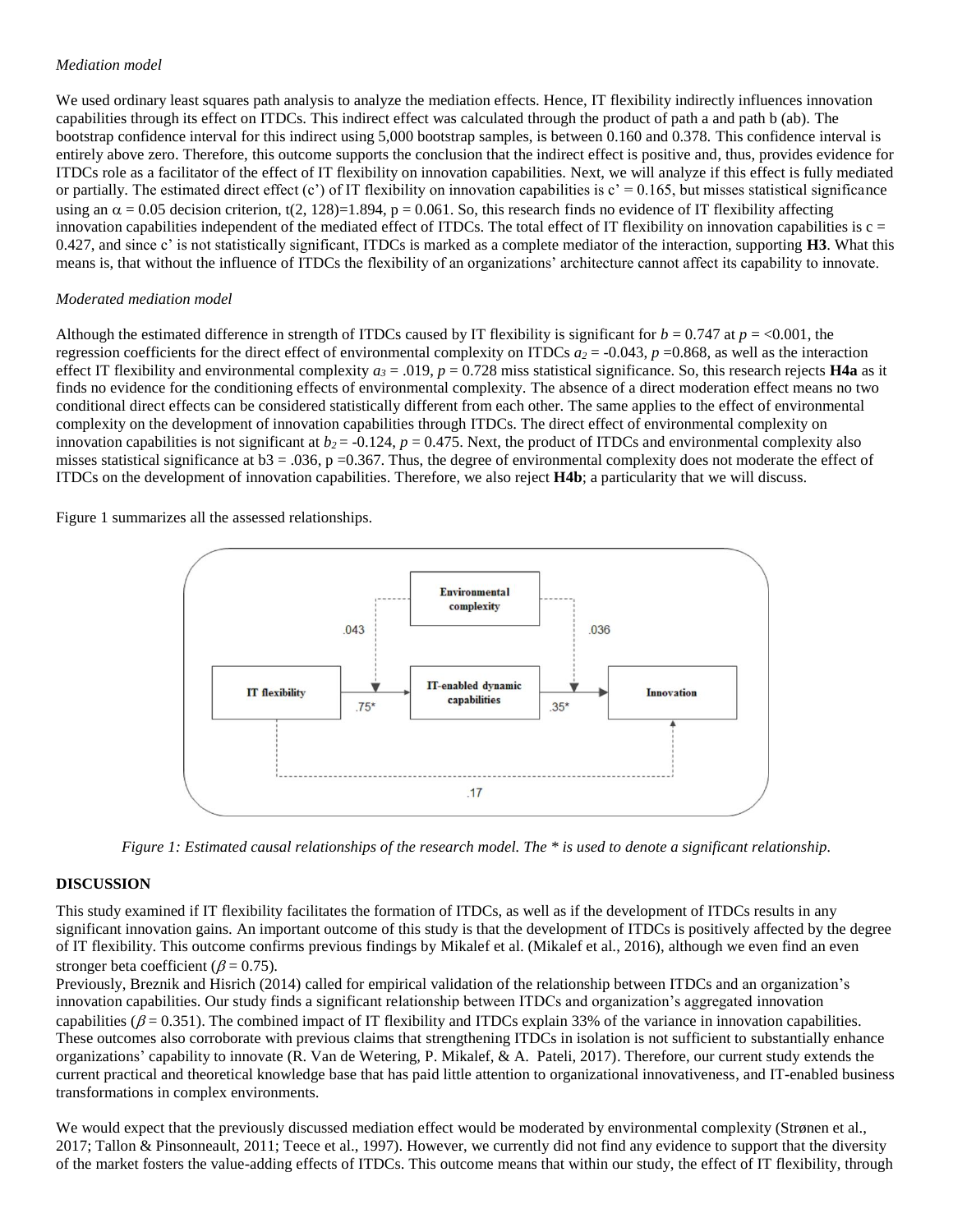*Mediation model*

We used ordinary least squares path analysis to analyze the mediation effects. Hence, IT flexibility indirectly influences innovation capabilities through its effect on ITDCs. This indirect effect was calculated through the product of path a and path b (ab). The bootstrap confidence interval for this indirect using 5,000 bootstrap samples, is between 0.160 and 0.378. This confidence interval is entirely above zero. Therefore, this outcome supports the conclusion that the indirect effect is positive and, thus, provides evidence for ITDCs role as a facilitator of the effect of IT flexibility on innovation capabilities. Next, we will analyze if this effect is fully mediated or partially. The estimated direct effect (c') of IT flexibility on innovation capabilities is c' = 0.165, but misses statistical significance using an $\alpha = 0.05$ decision criterion, $t(2, 128)=1.894$, $p = 0.061$. So, this research finds no evidence of IT flexibility affecting innovation capabilities independent of the mediated effect of ITDCs. The total effect of IT flexibility on innovation capabilities is c = 0.427, and since c' is not statistically significant, ITDCs is marked as a complete mediator of the interaction, supporting **H3**. What this means is, that without the influence of ITDCs the flexibility of an organizations' architecture cannot affect its capability to innovate.

*Moderated mediation model*

Although the estimated difference in strength of ITDCs caused by IT flexibility is significant for $b = 0.747$ at $p = <0.001$, the regression coefficients for the direct effect of environmental complexity on ITDCs $a_2 = -0.043$, $p = 0.868$, as well as the interaction effect IT flexibility and environmental complexity $a_3 = .019$, $p = 0.728$ miss statistical significance. So, this research rejects **H4a** as it finds no evidence for the conditioning effects of environmental complexity. The absence of a direct moderation effect means no two conditional direct effects can be considered statistically different from each other. The same applies to the effect of environmental complexity on the development of innovation capabilities through ITDCs. The direct effect of environmental complexity on innovation capabilities is not significant at $b_2 = -0.124$, $p = 0.475$. Next, the product of ITDCs and environmental complexity also misses statistical significance at b3 = .036, p =0.367. Thus, the degree of environmental complexity does not moderate the effect of ITDCs on the development of innovation capabilities. Therefore, we also reject **H4b**; a particularity that we will discuss.

Figure 1 summarizes all the assessed relationships.

*Figure 1: Estimated causal relationships of the research model. The * is used to denote a significant relationship.*

## DISCUSSION

This study examined if IT flexibility facilitates the formation of ITDCs, as well as if the development of ITDCs results in any significant innovation gains. An important outcome of this study is that the development of ITDCs is positively affected by the degree of IT flexibility. This outcome confirms previous findings by Mikalef et al. (Mikalef et al., 2016), although we even find an even stronger beta coefficient ($\beta = 0.75$).

Previously, Breznik and Hisrich (2014) called for empirical validation of the relationship between ITDCs and an organization's innovation capabilities. Our study finds a significant relationship between ITDCs and organization's aggregated innovation capabilities ($\beta = 0.351$). The combined impact of IT flexibility and ITDCs explain 33% of the variance in innovation capabilities. These outcomes also corroborate with previous claims that strengthening ITDCs in isolation is not sufficient to substantially enhance organizations' capability to innovate (R. Van de Wetering, P. Mikalef, & A. Pateli, 2017). Therefore, our current study extends the current practical and theoretical knowledge base that has paid little attention to organizational innovativeness, and IT-enabled business transformations in complex environments.

We would expect that the previously discussed mediation effect would be moderated by environmental complexity (Strønen et al., 2017; Tallon & Pinsonneault, 2011; Teece et al., 1997). However, we currently did not find any evidence to support that the diversity of the market fosters the value-adding effects of ITDCs. This outcome means that within our study, the effect of IT flexibility, through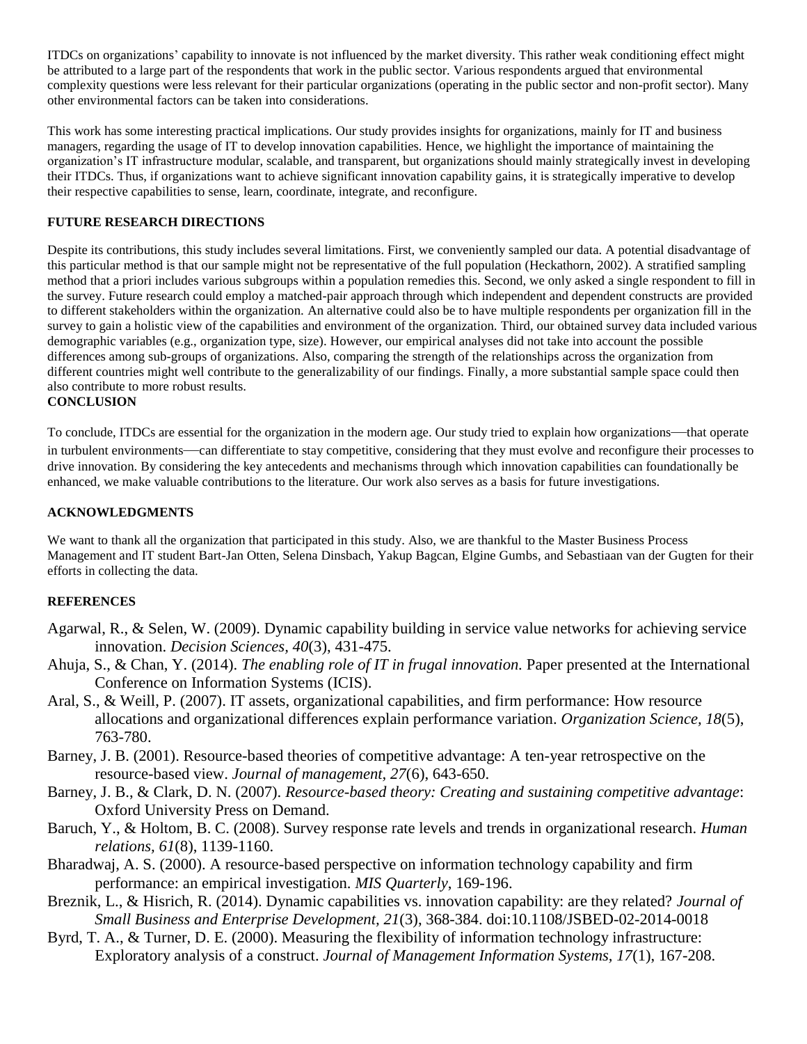ITDCs on organizations' capability to innovate is not influenced by the market diversity. This rather weak conditioning effect might be attributed to a large part of the respondents that work in the public sector. Various respondents argued that environmental complexity questions were less relevant for their particular organizations (operating in the public sector and non-profit sector). Many other environmental factors can be taken into considerations.

This work has some interesting practical implications. Our study provides insights for organizations, mainly for IT and business managers, regarding the usage of IT to develop innovation capabilities. Hence, we highlight the importance of maintaining the organization's IT infrastructure modular, scalable, and transparent, but organizations should mainly strategically invest in developing their ITDCs. Thus, if organizations want to achieve significant innovation capability gains, it is strategically imperative to develop their respective capabilities to sense, learn, coordinate, integrate, and reconfigure.

## FUTURE RESEARCH DIRECTIONS

Despite its contributions, this study includes several limitations. First, we conveniently sampled our data. A potential disadvantage of this particular method is that our sample might not be representative of the full population (Heckathorn, 2002). A stratified sampling method that a priori includes various subgroups within a population remedies this. Second, we only asked a single respondent to fill in the survey. Future research could employ a matched-pair approach through which independent and dependent constructs are provided to different stakeholders within the organization. An alternative could also be to have multiple respondents per organization fill in the survey to gain a holistic view of the capabilities and environment of the organization. Third, our obtained survey data included various demographic variables (e.g., organization type, size). However, our empirical analyses did not take into account the possible differences among sub-groups of organizations. Also, comparing the strength of the relationships across the organization from different countries might well contribute to the generalizability of our findings. Finally, a more substantial sample space could then also contribute to more robust results.

## CONCLUSION

To conclude, ITDCs are essential for the organization in the modern age. Our study tried to explain how organizations—that operate in turbulent environments—can differentiate to stay competitive, considering that they must evolve and reconfigure their processes to drive innovation. By considering the key antecedents and mechanisms through which innovation capabilities can foundationally be enhanced, we make valuable contributions to the literature. Our work also serves as a basis for future investigations.

## ACKNOWLEDGMENTS

We want to thank all the organization that participated in this study. Also, we are thankful to the Master Business Process Management and IT student Bart-Jan Otten, Selena Dinsbach, Yakup Bagcan, Elgine Gumbs, and Sebastiaan van der Gugten for their efforts in collecting the data.

## REFERENCES

Agarwal, R., & Selen, W. (2009). Dynamic capability building in service value networks for achieving service innovation. *Decision Sciences*, *40*(3), 431-475.

Ahuja, S., & Chan, Y. (2014). *The enabling role of IT in frugal innovation.* Paper presented at the International Conference on Information Systems (ICIS).

Aral, S., & Weill, P. (2007). IT assets, organizational capabilities, and firm performance: How resource allocations and organizational differences explain performance variation. *Organization Science, 18*(5), 763-780.

Barney, J. B. (2001). Resource-based theories of competitive advantage: A ten-year retrospective on the resource-based view. *Journal of management, 27*(6), 643-650.

Barney, J. B., & Clark, D. N. (2007). *Resource-based theory: Creating and sustaining competitive advantage*: Oxford University Press on Demand.

Baruch, Y., & Holtom, B. C. (2008). Survey response rate levels and trends in organizational research. *Human relations, 61*(8), 1139-1160.

Bharadwaj, A. S. (2000). A resource-based perspective on information technology capability and firm performance: an empirical investigation. *MIS Quarterly*, 169-196.

Breznik, L., & Hisrich, R. (2014). Dynamic capabilities vs. innovation capability: are they related? *Journal of Small Business and Enterprise Development, 21*(3), 368-384. doi:10.1108/JSBED-02-2014-0018

Byrd, T. A., & Turner, D. E. (2000). Measuring the flexibility of information technology infrastructure: Exploratory analysis of a construct. *Journal of Management Information Systems, 17*(1), 167-208.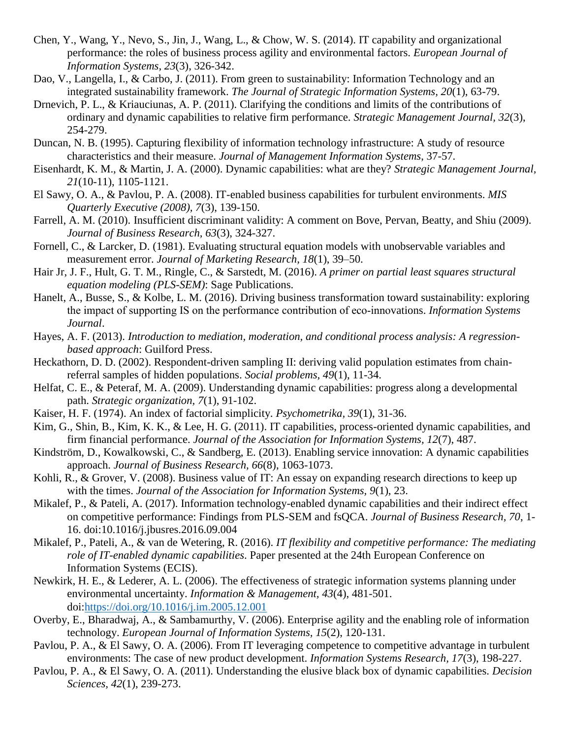Chen, Y., Wang, Y., Nevo, S., Jin, J., Wang, L., & Chow, W. S. (2014). IT capability and organizational performance: the roles of business process agility and environmental factors. *European Journal of Information Systems*, *23*(3), 326-342.

Dao, V., Langella, I., & Carbo, J. (2011). From green to sustainability: Information Technology and an integrated sustainability framework. *The Journal of Strategic Information Systems, 20*(1), 63-79.

Drnevich, P. L., & Kriauciunas, A. P. (2011). Clarifying the conditions and limits of the contributions of ordinary and dynamic capabilities to relative firm performance. *Strategic Management Journal, 32*(3), 254-279.

Duncan, N. B. (1995). Capturing flexibility of information technology infrastructure: A study of resource characteristics and their measure. *Journal of Management Information Systems*, 37-57.

Eisenhardt, K. M., & Martin, J. A. (2000). Dynamic capabilities: what are they? *Strategic Management Journal, 21*(10-11), 1105-1121.

El Sawy, O. A., & Pavlou, P. A. (2008). IT-enabled business capabilities for turbulent environments. *MIS Quarterly Executive (2008), 7*(3), 139-150.

Farrell, A. M. (2010). Insufficient discriminant validity: A comment on Bove, Pervan, Beatty, and Shiu (2009). *Journal of Business Research, 63*(3), 324-327.

Fornell, C., & Larcker, D. (1981). Evaluating structural equation models with unobservable variables and measurement error. *Journal of Marketing Research, 18*(1), 39–50.

Hair Jr, J. F., Hult, G. T. M., Ringle, C., & Sarstedt, M. (2016). *A primer on partial least squares structural equation modeling (PLS-SEM)*: Sage Publications.

Hanelt, A., Busse, S., & Kolbe, L. M. (2016). Driving business transformation toward sustainability: exploring the impact of supporting IS on the performance contribution of eco-innovations. *Information Systems Journal*.

Hayes, A. F. (2013). *Introduction to mediation, moderation, and conditional process analysis: A regression-based approach*: Guilford Press.

Heckathorn, D. D. (2002). Respondent-driven sampling II: deriving valid population estimates from chain-referral samples of hidden populations. *Social problems, 49*(1), 11-34.

Helfat, C. E., & Peteraf, M. A. (2009). Understanding dynamic capabilities: progress along a developmental path. *Strategic organization, 7*(1), 91-102.

Kaiser, H. F. (1974). An index of factorial simplicity. *Psychometrika, 39*(1), 31-36.

Kim, G., Shin, B., Kim, K. K., & Lee, H. G. (2011). IT capabilities, process-oriented dynamic capabilities, and firm financial performance. *Journal of the Association for Information Systems, 12*(7), 487.

Kindström, D., Kowalkowski, C., & Sandberg, E. (2013). Enabling service innovation: A dynamic capabilities approach. *Journal of Business Research, 66*(8), 1063-1073.

Kohli, R., & Grover, V. (2008). Business value of IT: An essay on expanding research directions to keep up with the times. *Journal of the Association for Information Systems, 9*(1), 23.

Mikalef, P., & Pateli, A. (2017). Information technology-enabled dynamic capabilities and their indirect effect on competitive performance: Findings from PLS-SEM and fsQCA. *Journal of Business Research, 70*, 1-16. doi:10.1016/j.jbusres.2016.09.004

Mikalef, P., Pateli, A., & van de Wetering, R. (2016). *IT flexibility and competitive performance: The mediating role of IT-enabled dynamic capabilities*. Paper presented at the 24th European Conference on Information Systems (ECIS).

Newkirk, H. E., & Lederer, A. L. (2006). The effectiveness of strategic information systems planning under environmental uncertainty. *Information & Management, 43*(4), 481-501. doi:https://doi.org/10.1016/j.im.2005.12.001

Overby, E., Bharadwaj, A., & Sambamurthy, V. (2006). Enterprise agility and the enabling role of information technology. *European Journal of Information Systems, 15*(2), 120-131.

Pavlou, P. A., & El Sawy, O. A. (2006). From IT leveraging competence to competitive advantage in turbulent environments: The case of new product development. *Information Systems Research, 17*(3), 198-227.

Pavlou, P. A., & El Sawy, O. A. (2011). Understanding the elusive black box of dynamic capabilities. *Decision Sciences, 42*(1), 239-273.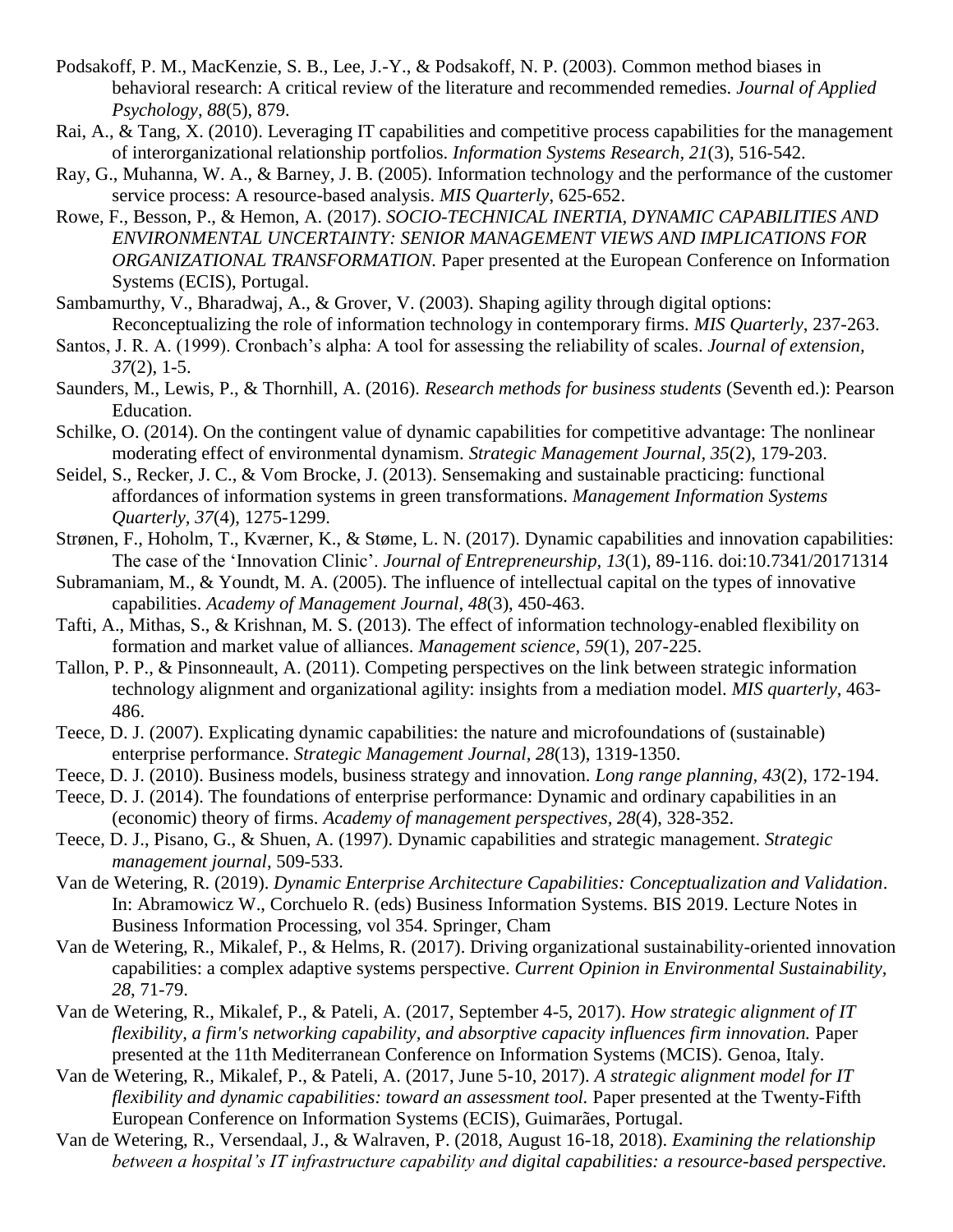Podsakoff, P. M., MacKenzie, S. B., Lee, J.-Y., & Podsakoff, N. P. (2003). Common method biases in behavioral research: A critical review of the literature and recommended remedies. *Journal of Applied Psychology, 88*(5), 879.

Rai, A., & Tang, X. (2010). Leveraging IT capabilities and competitive process capabilities for the management of interorganizational relationship portfolios. *Information Systems Research, 21*(3), 516-542.

Ray, G., Muhanna, W. A., & Barney, J. B. (2005). Information technology and the performance of the customer service process: A resource-based analysis. *MIS Quarterly*, 625-652.

Rowe, F., Besson, P., & Hemon, A. (2017). *SOCIO-TECHNICAL INERTIA, DYNAMIC CAPABILITIES AND ENVIRONMENTAL UNCERTAINTY: SENIOR MANAGEMENT VIEWS AND IMPLICATIONS FOR ORGANIZATIONAL TRANSFORMATION*. Paper presented at the European Conference on Information Systems (ECIS), Portugal.

Sambamurthy, V., Bharadwaj, A., & Grover, V. (2003). Shaping agility through digital options: Reconceptualizing the role of information technology in contemporary firms. *MIS Quarterly*, 237-263.

Santos, J. R. A. (1999). Cronbach's alpha: A tool for assessing the reliability of scales. *Journal of extension, 37*(2), 1-5.

Saunders, M., Lewis, P., & Thornhill, A. (2016). *Research methods for business students* (Seventh ed.): Pearson Education.

Schilke, O. (2014). On the contingent value of dynamic capabilities for competitive advantage: The nonlinear moderating effect of environmental dynamism. *Strategic Management Journal, 35*(2), 179-203.

Seidel, S., Recker, J. C., & Vom Brocke, J. (2013). Sensemaking and sustainable practicing: functional affordances of information systems in green transformations. *Management Information Systems Quarterly, 37*(4), 1275-1299.

Strønen, F., Hoholm, T., Kværner, K., & Støme, L. N. (2017). Dynamic capabilities and innovation capabilities: The case of the 'Innovation Clinic'. *Journal of Entrepreneurship, 13*(1), 89-116. doi:10.7341/20171314

Subramaniam, M., & Youndt, M. A. (2005). The influence of intellectual capital on the types of innovative capabilities. *Academy of Management Journal, 48*(3), 450-463.

Tafti, A., Mithas, S., & Krishnan, M. S. (2013). The effect of information technology-enabled flexibility on formation and market value of alliances. *Management science, 59*(1), 207-225.

Tallon, P. P., & Pinsonneault, A. (2011). Competing perspectives on the link between strategic information technology alignment and organizational agility: insights from a mediation model. *MIS quarterly*, 463-486.

Teece, D. J. (2007). Explicating dynamic capabilities: the nature and microfoundations of (sustainable) enterprise performance. *Strategic Management Journal, 28*(13), 1319-1350.

Teece, D. J. (2010). Business models, business strategy and innovation. *Long range planning, 43*(2), 172-194.

Teece, D. J. (2014). The foundations of enterprise performance: Dynamic and ordinary capabilities in an (economic) theory of firms. *Academy of management perspectives, 28*(4), 328-352.

Teece, D. J., Pisano, G., & Shuen, A. (1997). Dynamic capabilities and strategic management. *Strategic management journal*, 509-533.

Van de Wetering, R. (2019). *Dynamic Enterprise Architecture Capabilities: Conceptualization and Validation*. In: Abramowicz W., Corchuelo R. (eds) Business Information Systems. BIS 2019. Lecture Notes in Business Information Processing, vol 354. Springer, Cham

Van de Wetering, R., Mikalef, P., & Helms, R. (2017). Driving organizational sustainability-oriented innovation capabilities: a complex adaptive systems perspective. *Current Opinion in Environmental Sustainability, 28*, 71-79.

Van de Wetering, R., Mikalef, P., & Pateli, A. (2017, September 4-5, 2017). *How strategic alignment of IT flexibility, a firm's networking capability, and absorptive capacity influences firm innovation.* Paper presented at the 11th Mediterranean Conference on Information Systems (MCIS). Genoa, Italy.

Van de Wetering, R., Mikalef, P., & Pateli, A. (2017, June 5-10, 2017). *A strategic alignment model for IT flexibility and dynamic capabilities: toward an assessment tool.* Paper presented at the Twenty-Fifth European Conference on Information Systems (ECIS), Guimarães, Portugal.

Van de Wetering, R., Versendaal, J., & Walraven, P. (2018, August 16-18, 2018). *Examining the relationship between a hospital's IT infrastructure capability and digital capabilities: a resource-based perspective.*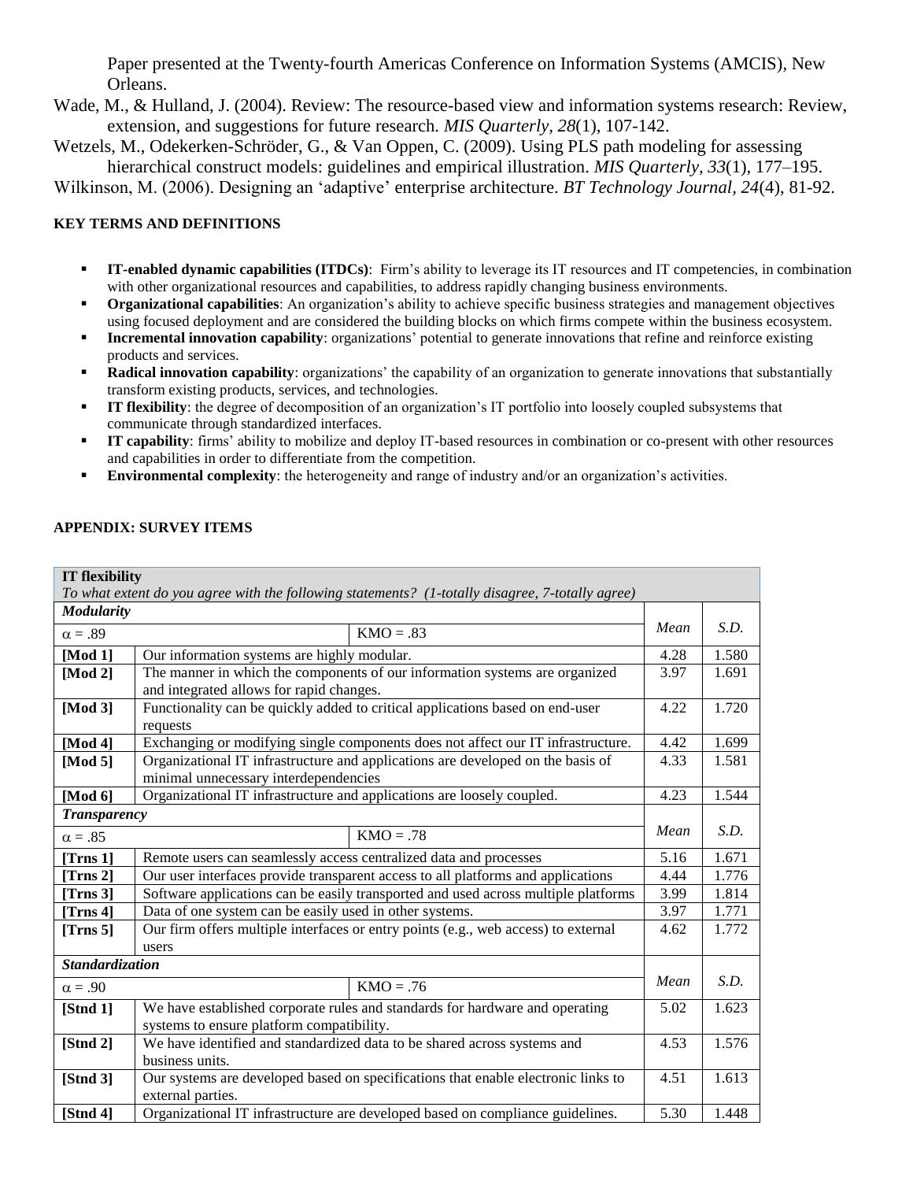Paper presented at the Twenty-fourth Americas Conference on Information Systems (AMCIS), New Orleans.

Wade, M., & Hulland, J. (2004). Review: The resource-based view and information systems research: Review, extension, and suggestions for future research. *MIS Quarterly, 28*(1), 107-142.

Wetzels, M., Odekerken-Schröder, G., & Van Oppen, C. (2009). Using PLS path modeling for assessing hierarchical construct models: guidelines and empirical illustration. *MIS Quarterly, 33*(1), 177–195.

Wilkinson, M. (2006). Designing an 'adaptive' enterprise architecture. *BT Technology Journal, 24*(4), 81-92.

## KEY TERMS AND DEFINITIONS

- **IT-enabled dynamic capabilities (ITDCs)**: Firm's ability to leverage its IT resources and IT competencies, in combination with other organizational resources and capabilities, to address rapidly changing business environments.
- **Organizational capabilities**: An organization's ability to achieve specific business strategies and management objectives using focused deployment and are considered the building blocks on which firms compete within the business ecosystem.
- **Incremental innovation capability**: organizations' potential to generate innovations that refine and reinforce existing products and services.
- **Radical innovation capability**: organizations' the capability of an organization to generate innovations that substantially transform existing products, services, and technologies.
- **IT flexibility**: the degree of decomposition of an organization's IT portfolio into loosely coupled subsystems that communicate through standardized interfaces.
- **IT capability**: firms' ability to mobilize and deploy IT-based resources in combination or co-present with other resources and capabilities in order to differentiate from the competition.
- **Environmental complexity**: the heterogeneity and range of industry and/or an organization's activities.

## APPENDIX: SURVEY ITEMS

| **IT flexibility** *To what extent do you agree with the following statements? (1-totally disagree, 7-totally agree)* | | | |
|---|---|---|---|
| ***Modularity*** | | | |
| $\alpha = .89$ | KMO = .83 | *Mean* | *S.D.* |
| **[Mod 1]** | Our information systems are highly modular. | 4.28 | 1.580 |
| **[Mod 2]** | The manner in which the components of our information systems are organized and integrated allows for rapid changes. | 3.97 | 1.691 |
| **[Mod 3]** | Functionality can be quickly added to critical applications based on end-user requests | 4.22 | 1.720 |
| **[Mod 4]** | Exchanging or modifying single components does not affect our IT infrastructure. | 4.42 | 1.699 |
| **[Mod 5]** | Organizational IT infrastructure and applications are developed on the basis of minimal unnecessary interdependencies | 4.33 | 1.581 |
| **[Mod 6]** | Organizational IT infrastructure and applications are loosely coupled. | 4.23 | 1.544 |
| ***Transparency*** | | | |
| $\alpha = .85$ | KMO = .78 | *Mean* | *S.D.* |
| **[Trns 1]** | Remote users can seamlessly access centralized data and processes | 5.16 | 1.671 |
| **[Trns 2]** | Our user interfaces provide transparent access to all platforms and applications | 4.44 | 1.776 |
| **[Trns 3]** | Software applications can be easily transported and used across multiple platforms | 3.99 | 1.814 |
| **[Trns 4]** | Data of one system can be easily used in other systems. | 3.97 | 1.771 |
| **[Trns 5]** | Our firm offers multiple interfaces or entry points (e.g., web access) to external users | 4.62 | 1.772 |
| ***Standardization*** | | | |
| $\alpha = .90$ | KMO = .76 | *Mean* | *S.D.* |
| **[Stnd 1]** | We have established corporate rules and standards for hardware and operating systems to ensure platform compatibility. | 5.02 | 1.623 |
| **[Stnd 2]** | We have identified and standardized data to be shared across systems and business units. | 4.53 | 1.576 |
| **[Stnd 3]** | Our systems are developed based on specifications that enable electronic links to external parties. | 4.51 | 1.613 |
| **[Stnd 4]** | Organizational IT infrastructure are developed based on compliance guidelines. | 5.30 | 1.448 |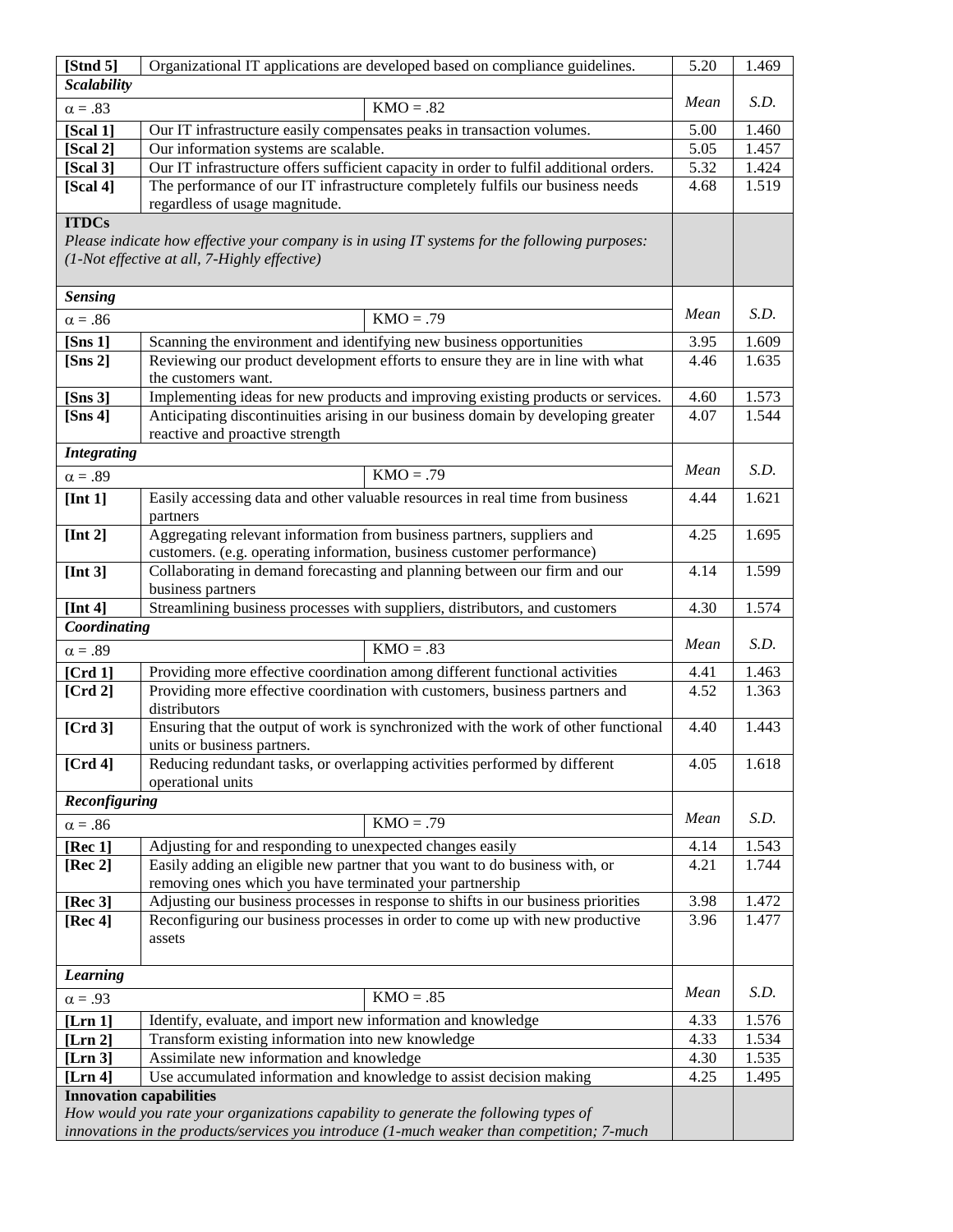| | | Mean | S.D. |
|---|---|---|---|
| **[Stnd 5]** | Organizational IT applications are developed based on compliance guidelines. | 5.20 | 1.469 |
| ***Scalability*** | | | |
| $\alpha = .83$ | KMO = .82 | *Mean* | *S.D.* |
| **[Scal 1]** | Our IT infrastructure easily compensates peaks in transaction volumes. | 5.00 | 1.460 |
| **[Scal 2]** | Our information systems are scalable. | 5.05 | 1.457 |
| **[Scal 3]** | Our IT infrastructure offers sufficient capacity in order to fulfil additional orders. | 5.32 | 1.424 |
| **[Scal 4]** | The performance of our IT infrastructure completely fulfils our business needs regardless of usage magnitude. | 4.68 | 1.519 |
| **ITDCs** *Please indicate how effective your company is in using IT systems for the following purposes: (1-Not effective at all, 7-Highly effective)* | | | |
| ***Sensing*** | | | |
| $\alpha = .86$ | KMO = .79 | *Mean* | *S.D.* |
| **[Sns 1]** | Scanning the environment and identifying new business opportunities | 3.95 | 1.609 |
| **[Sns 2]** | Reviewing our product development efforts to ensure they are in line with what the customers want. | 4.46 | 1.635 |
| **[Sns 3]** | Implementing ideas for new products and improving existing products or services. | 4.60 | 1.573 |
| **[Sns 4]** | Anticipating discontinuities arising in our business domain by developing greater reactive and proactive strength | 4.07 | 1.544 |
| ***Integrating*** | | | |
| $\alpha = .89$ | KMO = .79 | *Mean* | *S.D.* |
| **[Int 1]** | Easily accessing data and other valuable resources in real time from business partners | 4.44 | 1.621 |
| **[Int 2]** | Aggregating relevant information from business partners, suppliers and customers. (e.g. operating information, business customer performance) | 4.25 | 1.695 |
| **[Int 3]** | Collaborating in demand forecasting and planning between our firm and our business partners | 4.14 | 1.599 |
| **[Int 4]** | Streamlining business processes with suppliers, distributors, and customers | 4.30 | 1.574 |
| ***Coordinating*** | | | |
| $\alpha = .89$ | KMO = .83 | *Mean* | *S.D.* |
| **[Crd 1]** | Providing more effective coordination among different functional activities | 4.41 | 1.463 |
| **[Crd 2]** | Providing more effective coordination with customers, business partners and distributors | 4.52 | 1.363 |
| **[Crd 3]** | Ensuring that the output of work is synchronized with the work of other functional units or business partners. | 4.40 | 1.443 |
| **[Crd 4]** | Reducing redundant tasks, or overlapping activities performed by different operational units | 4.05 | 1.618 |
| ***Reconfiguring*** | | | |
| $\alpha = .86$ | KMO = .79 | *Mean* | *S.D.* |
| **[Rec 1]** | Adjusting for and responding to unexpected changes easily | 4.14 | 1.543 |
| **[Rec 2]** | Easily adding an eligible new partner that you want to do business with, or removing ones which you have terminated your partnership | 4.21 | 1.744 |
| **[Rec 3]** | Adjusting our business processes in response to shifts in our business priorities | 3.98 | 1.472 |
| **[Rec 4]** | Reconfiguring our business processes in order to come up with new productive assets | 3.96 | 1.477 |
| ***Learning*** | | | |
| $\alpha = .93$ | KMO = .85 | *Mean* | *S.D.* |
| **[Lrn 1]** | Identify, evaluate, and import new information and knowledge | 4.33 | 1.576 |
| **[Lrn 2]** | Transform existing information into new knowledge | 4.33 | 1.534 |
| **[Lrn 3]** | Assimilate new information and knowledge | 4.30 | 1.535 |
| **[Lrn 4]** | Use accumulated information and knowledge to assist decision making | 4.25 | 1.495 |
| **Innovation capabilities** *How would you rate your organizations capability to generate the following types of innovations in the products/services you introduce (1-much weaker than competition; 7-much* | | | |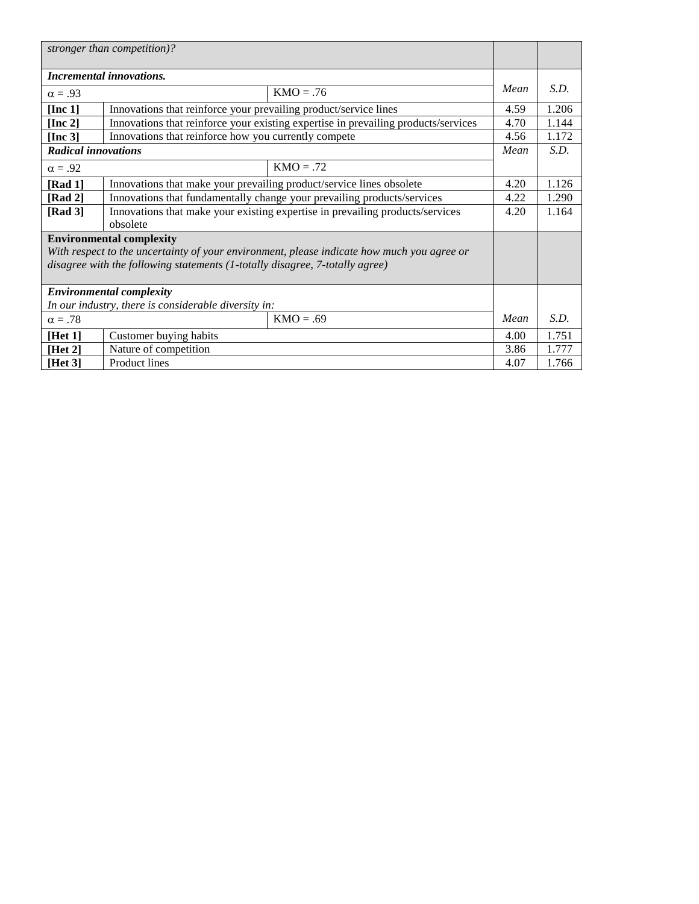| | | | | |
|---|---|---|---|---|
| *stronger than competition)?* | | | | |
| ***Incremental innovations.*** | | | *Mean* | *S.D.* |
| α = .93 | | KMO = .76 | | |
| **[Inc 1]** | Innovations that reinforce your prevailing product/service lines | | 4.59 | 1.206 |
| **[Inc 2]** | Innovations that reinforce your existing expertise in prevailing products/services | | 4.70 | 1.144 |
| **[Inc 3]** | Innovations that reinforce how you currently compete | | 4.56 | 1.172 |
| ***Radical innovations*** | | | *Mean* | *S.D.* |
| α = .92 | | KMO = .72 | | |
| **[Rad 1]** | Innovations that make your prevailing product/service lines obsolete | | 4.20 | 1.126 |
| **[Rad 2]** | Innovations that fundamentally change your prevailing products/services | | 4.22 | 1.290 |
| **[Rad 3]** | Innovations that make your existing expertise in prevailing products/services obsolete | | 4.20 | 1.164 |
| **Environmental complexity** *With respect to the uncertainty of your environment, please indicate how much you agree or disagree with the following statements (1-totally disagree, 7-totally agree)* | | | | |
| ***Environmental complexity*** *In our industry, there is considerable diversity in:* | | | *Mean* | *S.D.* |
| α = .78 | | KMO = .69 | | |
| **[Het 1]** | Customer buying habits | | 4.00 | 1.751 |
| **[Het 2]** | Nature of competition | | 3.86 | 1.777 |
| **[Het 3]** | Product lines | | 4.07 | 1.766 |